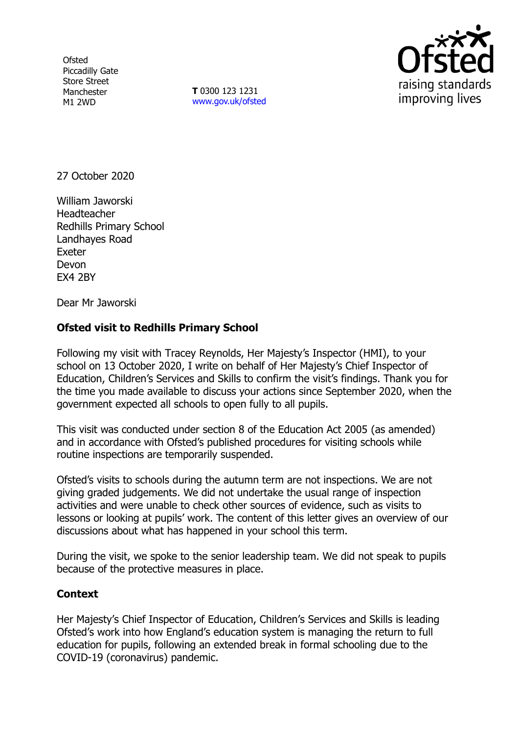Ofsted
Piccadilly Gate
Store Street
Manchester
M1 2WD

**T** 0300 123 1231
www.gov.uk/ofsted

raising standards
improving lives

27 October 2020

William Jaworski
Headteacher
Redhills Primary School
Landhayes Road
Exeter
Devon
EX4 2BY

Dear Mr Jaworski

**Ofsted visit to Redhills Primary School**

Following my visit with Tracey Reynolds, Her Majesty's Inspector (HMI), to your school on 13 October 2020, I write on behalf of Her Majesty's Chief Inspector of Education, Children's Services and Skills to confirm the visit's findings. Thank you for the time you made available to discuss your actions since September 2020, when the government expected all schools to open fully to all pupils.

This visit was conducted under section 8 of the Education Act 2005 (as amended) and in accordance with Ofsted's published procedures for visiting schools while routine inspections are temporarily suspended.

Ofsted's visits to schools during the autumn term are not inspections. We are not giving graded judgements. We did not undertake the usual range of inspection activities and were unable to check other sources of evidence, such as visits to lessons or looking at pupils' work. The content of this letter gives an overview of our discussions about what has happened in your school this term.

During the visit, we spoke to the senior leadership team. We did not speak to pupils because of the protective measures in place.

**Context**

Her Majesty's Chief Inspector of Education, Children's Services and Skills is leading Ofsted's work into how England's education system is managing the return to full education for pupils, following an extended break in formal schooling due to the COVID-19 (coronavirus) pandemic.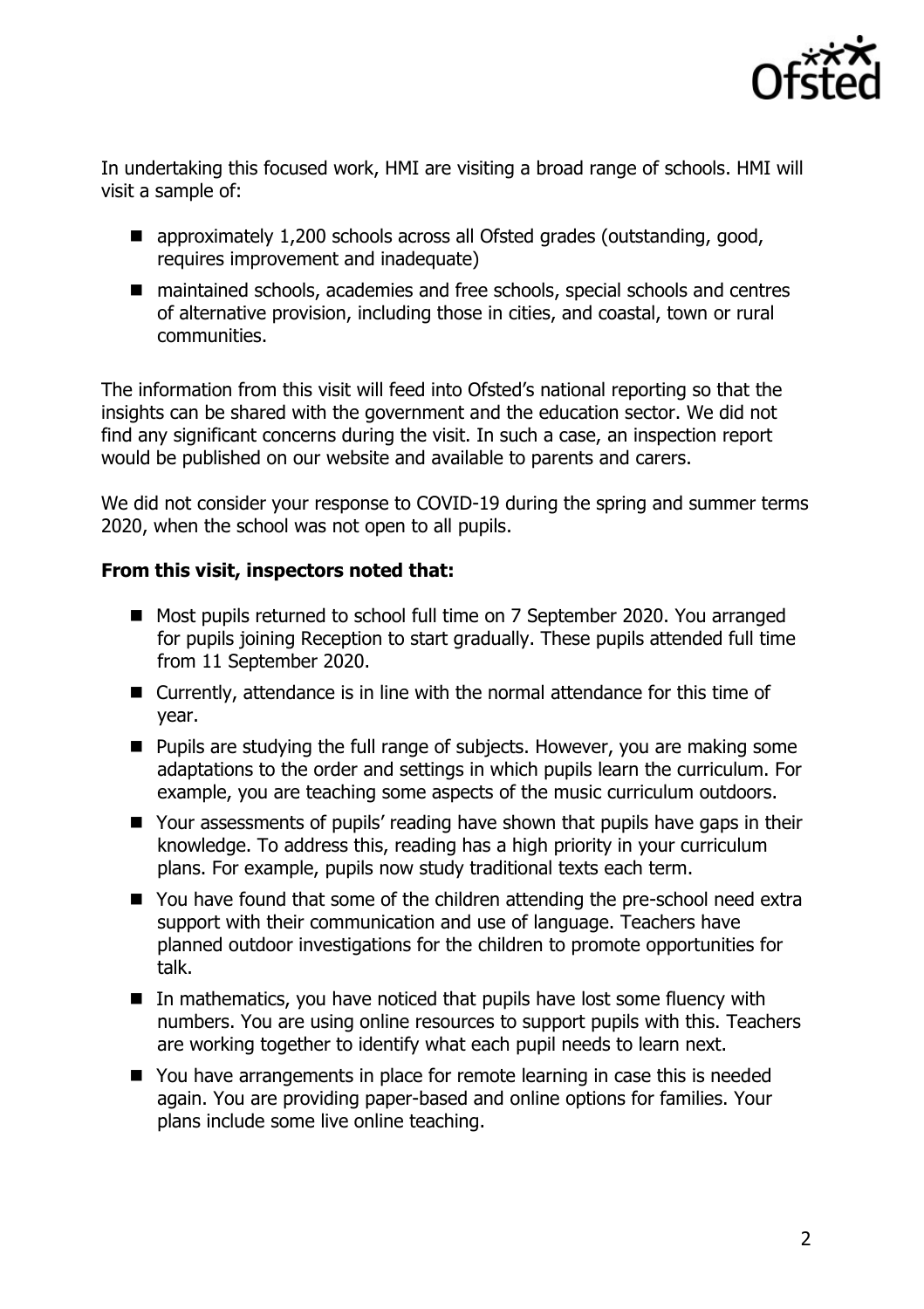In undertaking this focused work, HMI are visiting a broad range of schools. HMI will visit a sample of:

- approximately 1,200 schools across all Ofsted grades (outstanding, good, requires improvement and inadequate)
- maintained schools, academies and free schools, special schools and centres of alternative provision, including those in cities, and coastal, town or rural communities.

The information from this visit will feed into Ofsted's national reporting so that the insights can be shared with the government and the education sector. We did not find any significant concerns during the visit. In such a case, an inspection report would be published on our website and available to parents and carers.

We did not consider your response to COVID-19 during the spring and summer terms 2020, when the school was not open to all pupils.

**From this visit, inspectors noted that:**

- Most pupils returned to school full time on 7 September 2020. You arranged for pupils joining Reception to start gradually. These pupils attended full time from 11 September 2020.
- Currently, attendance is in line with the normal attendance for this time of year.
- Pupils are studying the full range of subjects. However, you are making some adaptations to the order and settings in which pupils learn the curriculum. For example, you are teaching some aspects of the music curriculum outdoors.
- Your assessments of pupils' reading have shown that pupils have gaps in their knowledge. To address this, reading has a high priority in your curriculum plans. For example, pupils now study traditional texts each term.
- You have found that some of the children attending the pre-school need extra support with their communication and use of language. Teachers have planned outdoor investigations for the children to promote opportunities for talk.
- In mathematics, you have noticed that pupils have lost some fluency with numbers. You are using online resources to support pupils with this. Teachers are working together to identify what each pupil needs to learn next.
- You have arrangements in place for remote learning in case this is needed again. You are providing paper-based and online options for families. Your plans include some live online teaching.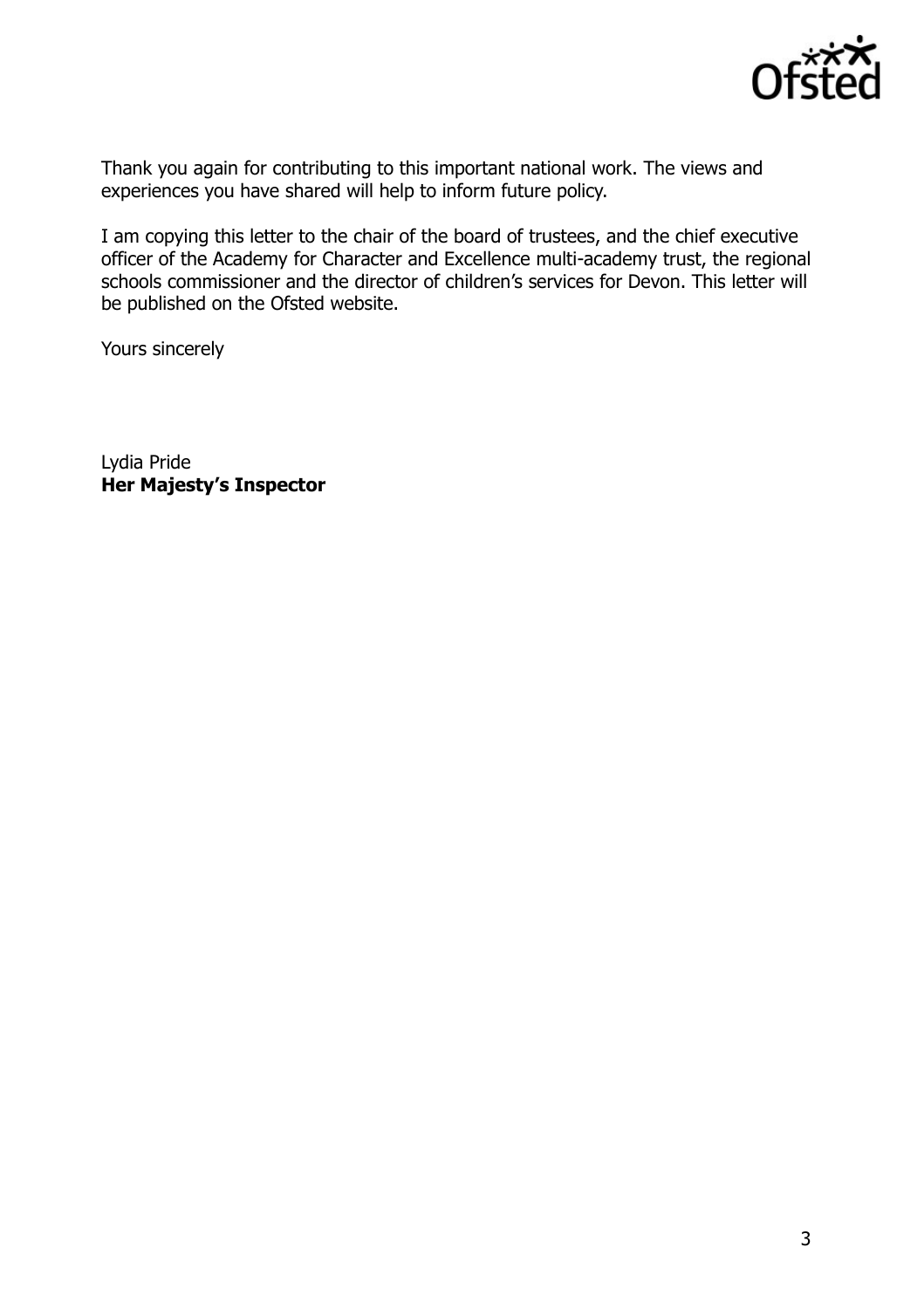Thank you again for contributing to this important national work. The views and experiences you have shared will help to inform future policy.

I am copying this letter to the chair of the board of trustees, and the chief executive officer of the Academy for Character and Excellence multi-academy trust, the regional schools commissioner and the director of children's services for Devon. This letter will be published on the Ofsted website.

Yours sincerely

Lydia Pride
**Her Majesty's Inspector**